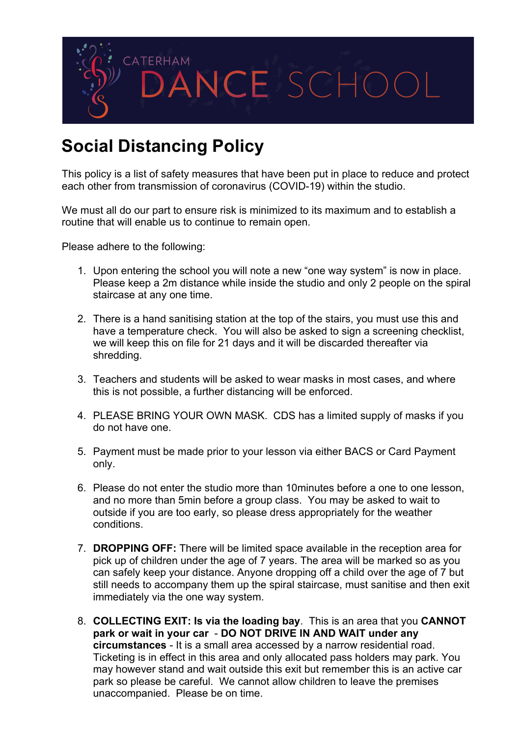CATERHAM DANCE SCHOOL

# Social Distancing Policy

This policy is a list of safety measures that have been put in place to reduce and protect each other from transmission of coronavirus (COVID-19) within the studio.

We must all do our part to ensure risk is minimized to its maximum and to establish a routine that will enable us to continue to remain open.

Please adhere to the following:

1. Upon entering the school you will note a new "one way system" is now in place. Please keep a 2m distance while inside the studio and only 2 people on the spiral staircase at any one time.

2. There is a hand sanitising station at the top of the stairs, you must use this and have a temperature check. You will also be asked to sign a screening checklist, we will keep this on file for 21 days and it will be discarded thereafter via shredding.

3. Teachers and students will be asked to wear masks in most cases, and where this is not possible, a further distancing will be enforced.

4. PLEASE BRING YOUR OWN MASK. CDS has a limited supply of masks if you do not have one.

5. Payment must be made prior to your lesson via either BACS or Card Payment only.

6. Please do not enter the studio more than 10minutes before a one to one lesson, and no more than 5min before a group class. You may be asked to wait to outside if you are too early, so please dress appropriately for the weather conditions.

7. **DROPPING OFF:** There will be limited space available in the reception area for pick up of children under the age of 7 years. The area will be marked so as you can safely keep your distance. Anyone dropping off a child over the age of 7 but still needs to accompany them up the spiral staircase, must sanitise and then exit immediately via the one way system.

8. **COLLECTING EXIT: Is via the loading bay**. This is an area that you **CANNOT park or wait in your car** - **DO NOT DRIVE IN AND WAIT under any circumstances** - It is a small area accessed by a narrow residential road. Ticketing is in effect in this area and only allocated pass holders may park. You may however stand and wait outside this exit but remember this is an active car park so please be careful. We cannot allow children to leave the premises unaccompanied. Please be on time.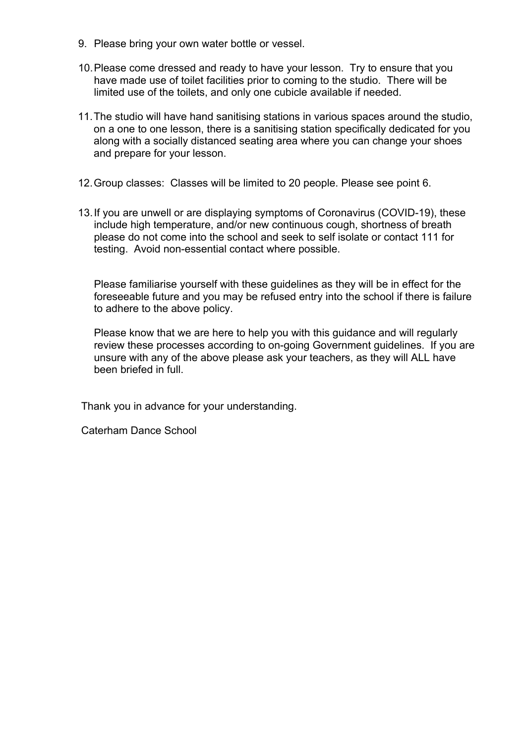9. Please bring your own water bottle or vessel.

10. Please come dressed and ready to have your lesson. Try to ensure that you have made use of toilet facilities prior to coming to the studio. There will be limited use of the toilets, and only one cubicle available if needed.

11. The studio will have hand sanitising stations in various spaces around the studio, on a one to one lesson, there is a sanitising station specifically dedicated for you along with a socially distanced seating area where you can change your shoes and prepare for your lesson.

12. Group classes: Classes will be limited to 20 people. Please see point 6.

13. If you are unwell or are displaying symptoms of Coronavirus (COVID-19), these include high temperature, and/or new continuous cough, shortness of breath please do not come into the school and seek to self isolate or contact 111 for testing. Avoid non-essential contact where possible.

Please familiarise yourself with these guidelines as they will be in effect for the foreseeable future and you may be refused entry into the school if there is failure to adhere to the above policy.

Please know that we are here to help you with this guidance and will regularly review these processes according to on-going Government guidelines. If you are unsure with any of the above please ask your teachers, as they will ALL have been briefed in full.

Thank you in advance for your understanding.

Caterham Dance School